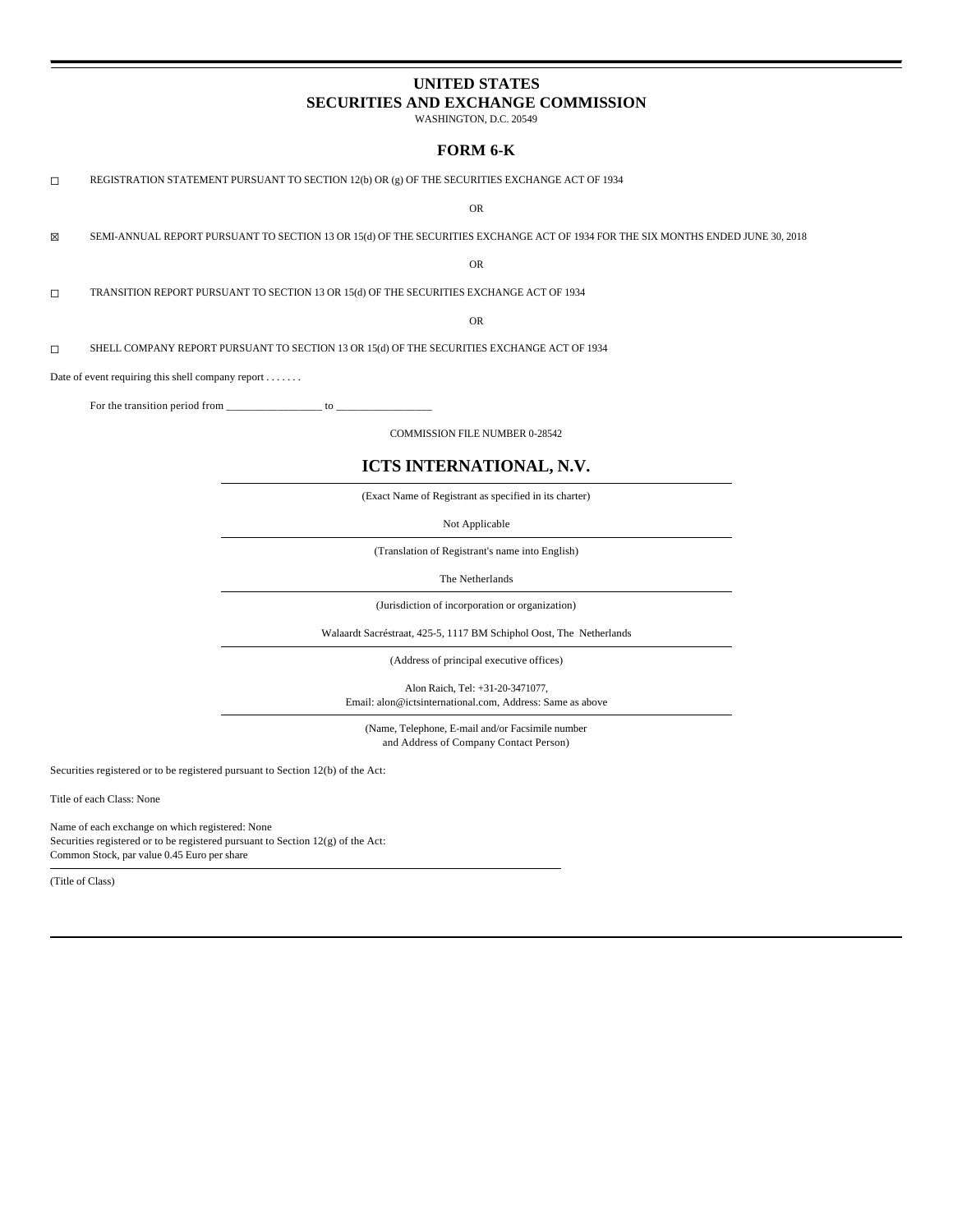# UNITED STATES
# SECURITIES AND EXCHANGE COMMISSION

WASHINGTON, D.C. 20549

## FORM 6-K

☐ REGISTRATION STATEMENT PURSUANT TO SECTION 12(b) OR (g) OF THE SECURITIES EXCHANGE ACT OF 1934

OR

☒ SEMI-ANNUAL REPORT PURSUANT TO SECTION 13 OR 15(d) OF THE SECURITIES EXCHANGE ACT OF 1934 FOR THE SIX MONTHS ENDED JUNE 30, 2018

OR

☐ TRANSITION REPORT PURSUANT TO SECTION 13 OR 15(d) OF THE SECURITIES EXCHANGE ACT OF 1934

OR

☐ SHELL COMPANY REPORT PURSUANT TO SECTION 13 OR 15(d) OF THE SECURITIES EXCHANGE ACT OF 1934

Date of event requiring this shell company report . . . . . . .

For the transition period from _________________ to _________________

COMMISSION FILE NUMBER 0-28542

## ICTS INTERNATIONAL, N.V.

(Exact Name of Registrant as specified in its charter)

Not Applicable

(Translation of Registrant's name into English)

The Netherlands

(Jurisdiction of incorporation or organization)

Walaardt Sacréstraat, 425-5, 1117 BM Schiphol Oost, The Netherlands

(Address of principal executive offices)

Alon Raich, Tel: +31-20-3471077,
Email: alon@ictsinternational.com, Address: Same as above

(Name, Telephone, E-mail and/or Facsimile number
and Address of Company Contact Person)

Securities registered or to be registered pursuant to Section 12(b) of the Act:

Title of each Class: None

Name of each exchange on which registered: None
Securities registered or to be registered pursuant to Section 12(g) of the Act:
Common Stock, par value 0.45 Euro per share

(Title of Class)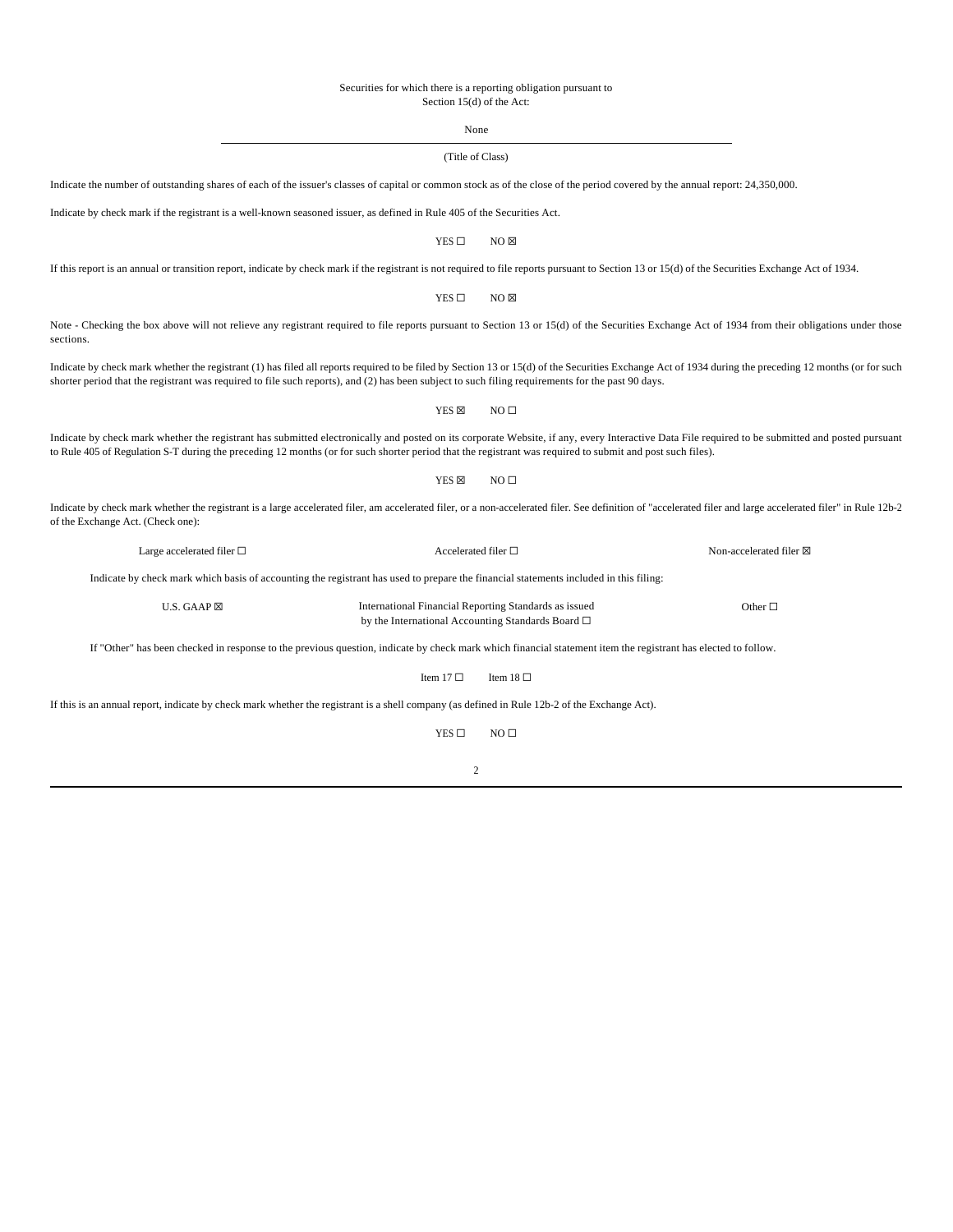Securities for which there is a reporting obligation pursuant to
Section 15(d) of the Act:

None

(Title of Class)

Indicate the number of outstanding shares of each of the issuer's classes of capital or common stock as of the close of the period covered by the annual report: 24,350,000.

Indicate by check mark if the registrant is a well-known seasoned issuer, as defined in Rule 405 of the Securities Act.

YES ☐ NO ☒

If this report is an annual or transition report, indicate by check mark if the registrant is not required to file reports pursuant to Section 13 or 15(d) of the Securities Exchange Act of 1934.

YES ☐ NO ☒

Note - Checking the box above will not relieve any registrant required to file reports pursuant to Section 13 or 15(d) of the Securities Exchange Act of 1934 from their obligations under those sections.

Indicate by check mark whether the registrant (1) has filed all reports required to be filed by Section 13 or 15(d) of the Securities Exchange Act of 1934 during the preceding 12 months (or for such shorter period that the registrant was required to file such reports), and (2) has been subject to such filing requirements for the past 90 days.

YES ☒ NO ☐

Indicate by check mark whether the registrant has submitted electronically and posted on its corporate Website, if any, every Interactive Data File required to be submitted and posted pursuant to Rule 405 of Regulation S-T during the preceding 12 months (or for such shorter period that the registrant was required to submit and post such files).

YES ☒ NO ☐

Indicate by check mark whether the registrant is a large accelerated filer, am accelerated filer, or a non-accelerated filer. See definition of "accelerated filer and large accelerated filer" in Rule 12b-2 of the Exchange Act. (Check one):

Large accelerated filer ☐ Accelerated filer ☐ Non-accelerated filer ☒

Indicate by check mark which basis of accounting the registrant has used to prepare the financial statements included in this filing:

U.S. GAAP ☒ International Financial Reporting Standards as issued by the International Accounting Standards Board ☐ Other ☐

If "Other" has been checked in response to the previous question, indicate by check mark which financial statement item the registrant has elected to follow.

Item 17 ☐ Item 18 ☐

If this is an annual report, indicate by check mark whether the registrant is a shell company (as defined in Rule 12b-2 of the Exchange Act).

YES ☐ NO ☐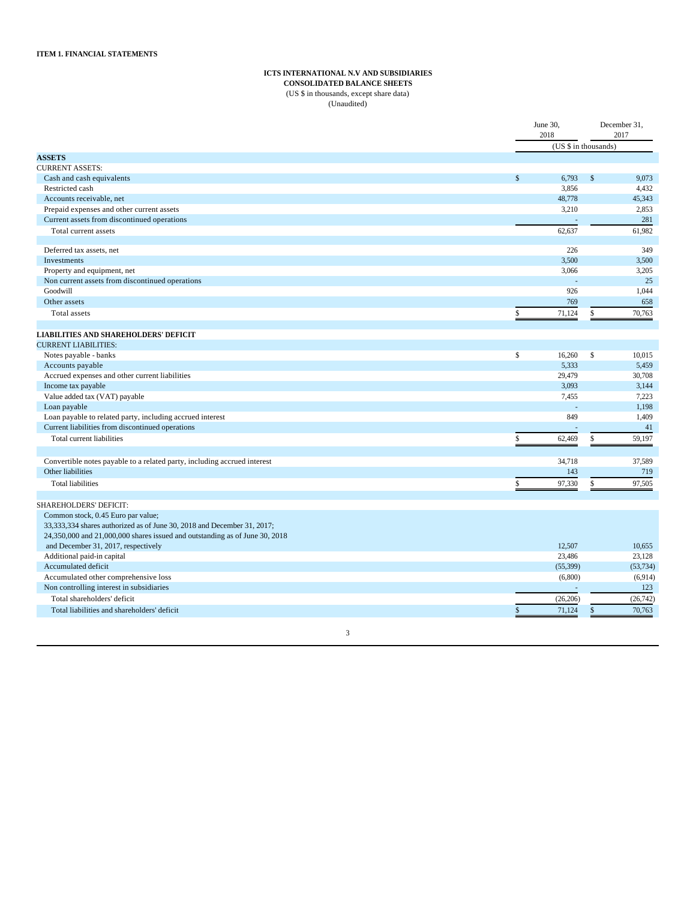**ITEM 1. FINANCIAL STATEMENTS**

**ICTS INTERNATIONAL N.V AND SUBSIDIARIES**
**CONSOLIDATED BALANCE SHEETS**
(US $ in thousands, except share data)
(Unaudited)

| | June 30, 2018 | December 31, 2017 |
|---|---|---|
| | (US $ in thousands) | |
| **ASSETS** | | |
| CURRENT ASSETS: | | |
| Cash and cash equivalents | $ 6,793 | $ 9,073 |
| Restricted cash | 3,856 | 4,432 |
| Accounts receivable, net | 48,778 | 45,343 |
| Prepaid expenses and other current assets | 3,210 | 2,853 |
| Current assets from discontinued operations | - | 281 |
| Total current assets | 62,637 | 61,982 |
| | | |
| Deferred tax assets, net | 226 | 349 |
| Investments | 3,500 | 3,500 |
| Property and equipment, net | 3,066 | 3,205 |
| Non current assets from discontinued operations | - | 25 |
| Goodwill | 926 | 1,044 |
| Other assets | 769 | 658 |
| Total assets | $ 71,124 | $ 70,763 |
| | | |
| **LIABILITIES AND SHAREHOLDERS' DEFICIT** | | |
| CURRENT LIABILITIES: | | |
| Notes payable - banks | $ 16,260 | $ 10,015 |
| Accounts payable | 5,333 | 5,459 |
| Accrued expenses and other current liabilities | 29,479 | 30,708 |
| Income tax payable | 3,093 | 3,144 |
| Value added tax (VAT) payable | 7,455 | 7,223 |
| Loan payable | - | 1,198 |
| Loan payable to related party, including accrued interest | 849 | 1,409 |
| Current liabilities from discontinued operations | - | 41 |
| Total current liabilities | $ 62,469 | $ 59,197 |
| | | |
| Convertible notes payable to a related party, including accrued interest | 34,718 | 37,589 |
| Other liabilities | 143 | 719 |
| Total liabilities | $ 97,330 | $ 97,505 |
| | | |
| SHAREHOLDERS' DEFICIT: | | |
| Common stock, 0.45 Euro par value; 33,333,334 shares authorized as of June 30, 2018 and December 31, 2017; 24,350,000 and 21,000,000 shares issued and outstanding as of June 30, 2018 and December 31, 2017, respectively | 12,507 | 10,655 |
| Additional paid-in capital | 23,486 | 23,128 |
| Accumulated deficit | (55,399) | (53,734) |
| Accumulated other comprehensive loss | (6,800) | (6,914) |
| Non controlling interest in subsidiaries | - | 123 |
| Total shareholders' deficit | (26,206) | (26,742) |
| Total liabilities and shareholders' deficit | $ 71,124 | $ 70,763 |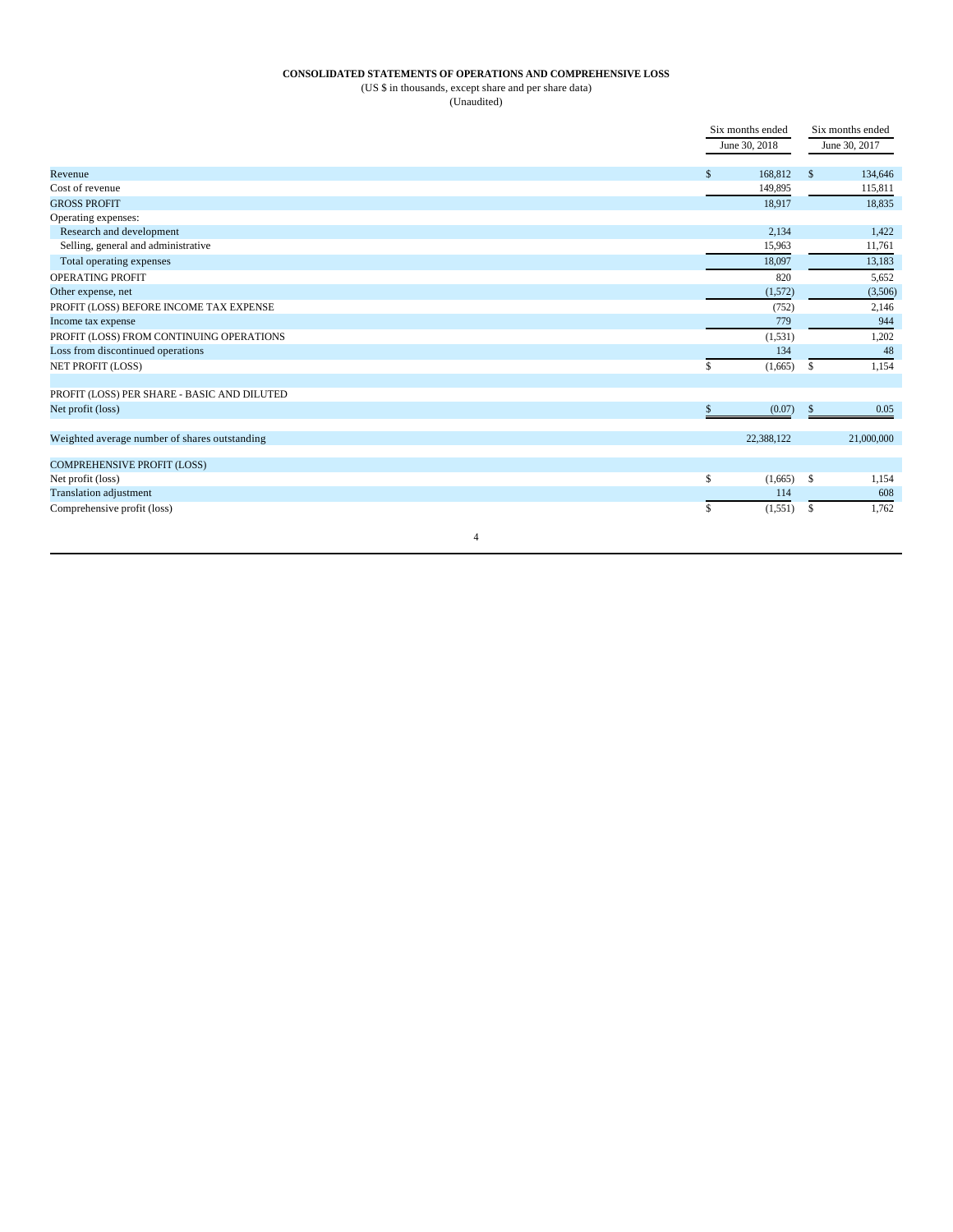**CONSOLIDATED STATEMENTS OF OPERATIONS AND COMPREHENSIVE LOSS**

(US $ in thousands, except share and per share data)

(Unaudited)

| | Six months ended June 30, 2018 | Six months ended June 30, 2017 |
|---|---|---|
| Revenue | $ 168,812 | $ 134,646 |
| Cost of revenue | 149,895 | 115,811 |
| GROSS PROFIT | 18,917 | 18,835 |
| Operating expenses: | | |
| Research and development | 2,134 | 1,422 |
| Selling, general and administrative | 15,963 | 11,761 |
| Total operating expenses | 18,097 | 13,183 |
| OPERATING PROFIT | 820 | 5,652 |
| Other expense, net | (1,572) | (3,506) |
| PROFIT (LOSS) BEFORE INCOME TAX EXPENSE | (752) | 2,146 |
| Income tax expense | 779 | 944 |
| PROFIT (LOSS) FROM CONTINUING OPERATIONS | (1,531) | 1,202 |
| Loss from discontinued operations | 134 | 48 |
| NET PROFIT (LOSS) | $ (1,665) | $ 1,154 |
| | | |
| PROFIT (LOSS) PER SHARE - BASIC AND DILUTED | | |
| Net profit (loss) | $ (0.07) | $ 0.05 |
| | | |
| Weighted average number of shares outstanding | 22,388,122 | 21,000,000 |
| | | |
| COMPREHENSIVE PROFIT (LOSS) | | |
| Net profit (loss) | $ (1,665) | $ 1,154 |
| Translation adjustment | 114 | 608 |
| Comprehensive profit (loss) | $ (1,551) | $ 1,762 |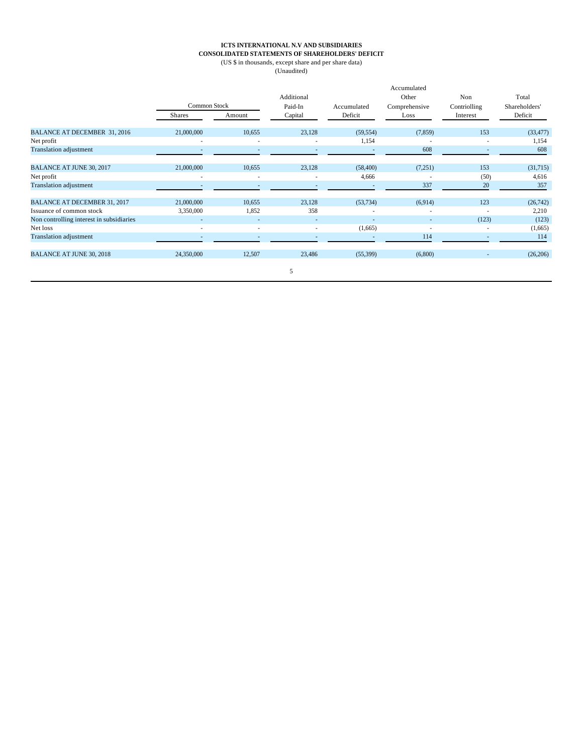**ICTS INTERNATIONAL N.V AND SUBSIDIARIES**
**CONSOLIDATED STATEMENTS OF SHAREHOLDERS' DEFICIT**
(US $ in thousands, except share and per share data)
(Unaudited)

| | Common Stock | | Additional Paid-In | Accumulated | Accumulated Other Comprehensive | Non Contriolling | Total Shareholders' |
|---|---|---|---|---|---|---|---|
| | Shares | Amount | Capital | Deficit | Loss | Interest | Deficit |
| BALANCE AT DECEMBER 31, 2016 | 21,000,000 | 10,655 | 23,128 | (59,554) | (7,859) | 153 | (33,477) |
| Net profit | - | - | - | 1,154 | - | - | 1,154 |
| Translation adjustment | - | - | - | - | 608 | - | 608 |
| BALANCE AT JUNE 30, 2017 | 21,000,000 | 10,655 | 23,128 | (58,400) | (7,251) | 153 | (31,715) |
| Net profit | - | - | - | 4,666 | - | (50) | 4,616 |
| Translation adjustment | - | - | - | - | 337 | 20 | 357 |
| BALANCE AT DECEMBER 31, 2017 | 21,000,000 | 10,655 | 23,128 | (53,734) | (6,914) | 123 | (26,742) |
| Issuance of common stock | 3,350,000 | 1,852 | 358 | - | - | - | 2,210 |
| Non controlling interest in subsidiaries | - | - | - | - | - | (123) | (123) |
| Net loss | - | - | - | (1,665) | - | - | (1,665) |
| Translation adjustment | - | - | - | - | 114 | - | 114 |
| BALANCE AT JUNE 30, 2018 | 24,350,000 | 12,507 | 23,486 | (55,399) | (6,800) | - | (26,206) |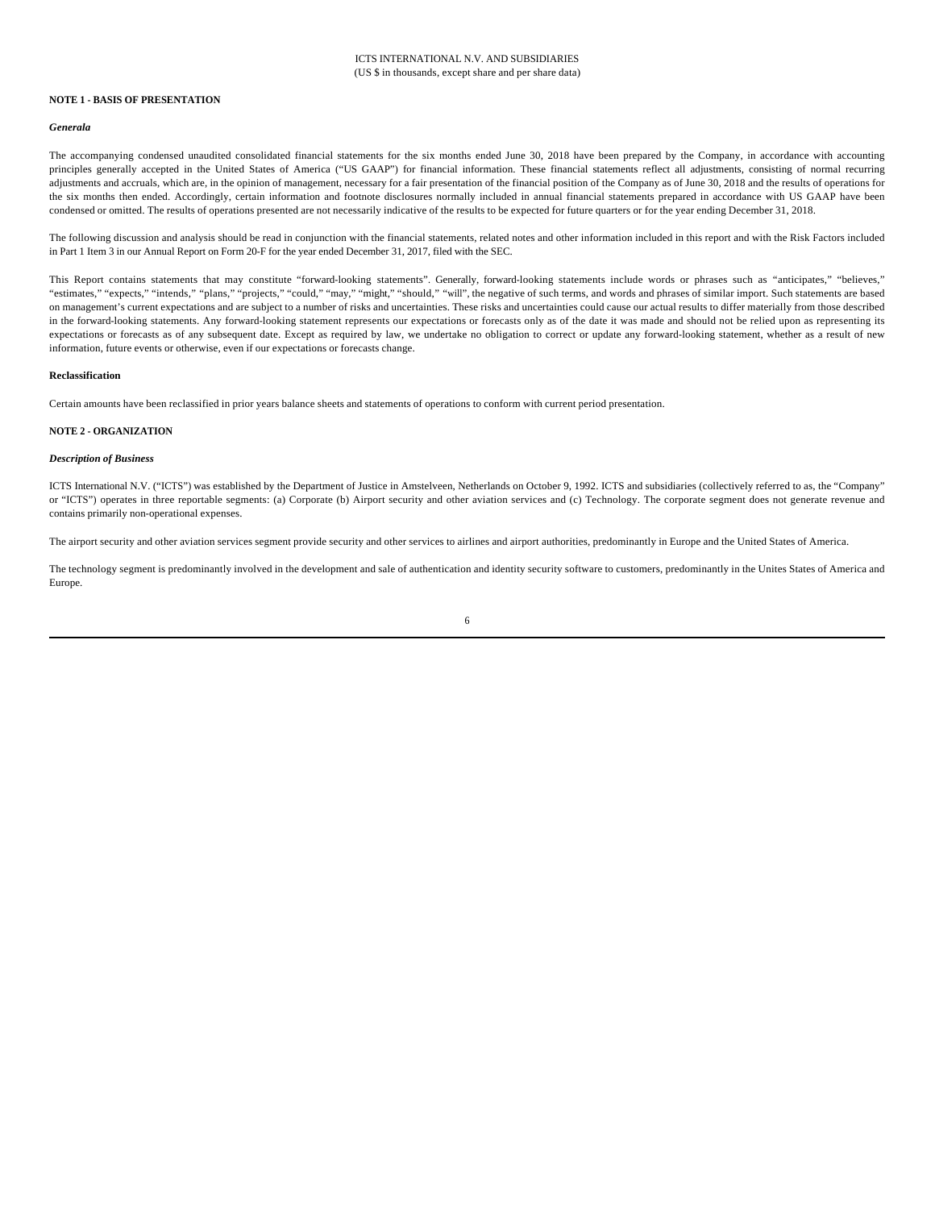## NOTE 1 - BASIS OF PRESENTATION

### *Generala*

The accompanying condensed unaudited consolidated financial statements for the six months ended June 30, 2018 have been prepared by the Company, in accordance with accounting principles generally accepted in the United States of America ("US GAAP") for financial information. These financial statements reflect all adjustments, consisting of normal recurring adjustments and accruals, which are, in the opinion of management, necessary for a fair presentation of the financial position of the Company as of June 30, 2018 and the results of operations for the six months then ended. Accordingly, certain information and footnote disclosures normally included in annual financial statements prepared in accordance with US GAAP have been condensed or omitted. The results of operations presented are not necessarily indicative of the results to be expected for future quarters or for the year ending December 31, 2018.

The following discussion and analysis should be read in conjunction with the financial statements, related notes and other information included in this report and with the Risk Factors included in Part 1 Item 3 in our Annual Report on Form 20-F for the year ended December 31, 2017, filed with the SEC.

This Report contains statements that may constitute "forward-looking statements". Generally, forward-looking statements include words or phrases such as "anticipates," "believes," "estimates," "expects," "intends," "plans," "projects," "could," "may," "might," "should," "will", the negative of such terms, and words and phrases of similar import. Such statements are based on management's current expectations and are subject to a number of risks and uncertainties. These risks and uncertainties could cause our actual results to differ materially from those described in the forward-looking statements. Any forward-looking statement represents our expectations or forecasts only as of the date it was made and should not be relied upon as representing its expectations or forecasts as of any subsequent date. Except as required by law, we undertake no obligation to correct or update any forward-looking statement, whether as a result of new information, future events or otherwise, even if our expectations or forecasts change.

### Reclassification

Certain amounts have been reclassified in prior years balance sheets and statements of operations to conform with current period presentation.

## NOTE 2 - ORGANIZATION

### *Description of Business*

ICTS International N.V. ("ICTS") was established by the Department of Justice in Amstelveen, Netherlands on October 9, 1992. ICTS and subsidiaries (collectively referred to as, the "Company" or "ICTS") operates in three reportable segments: (a) Corporate (b) Airport security and other aviation services and (c) Technology. The corporate segment does not generate revenue and contains primarily non-operational expenses.

The airport security and other aviation services segment provide security and other services to airlines and airport authorities, predominantly in Europe and the United States of America.

The technology segment is predominantly involved in the development and sale of authentication and identity security software to customers, predominantly in the Unites States of America and Europe.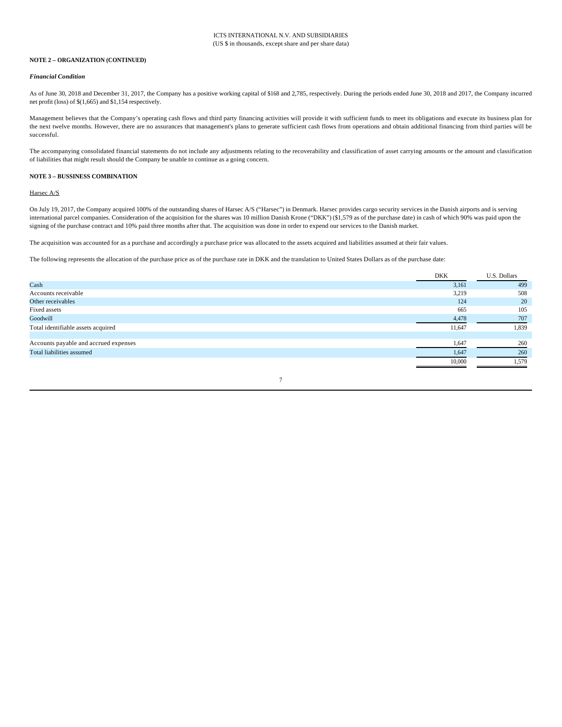**NOTE 2 – ORGANIZATION (CONTINUED)**

***Financial Condition***

As of June 30, 2018 and December 31, 2017, the Company has a positive working capital of $168 and 2,785, respectively. During the periods ended June 30, 2018 and 2017, the Company incurred net profit (loss) of $(1,665) and $1,154 respectively.

Management believes that the Company's operating cash flows and third party financing activities will provide it with sufficient funds to meet its obligations and execute its business plan for the next twelve months. However, there are no assurances that management's plans to generate sufficient cash flows from operations and obtain additional financing from third parties will be successful.

The accompanying consolidated financial statements do not include any adjustments relating to the recoverability and classification of asset carrying amounts or the amount and classification of liabilities that might result should the Company be unable to continue as a going concern.

**NOTE 3 – BUSSINESS COMBINATION**

Harsec A/S

On July 19, 2017, the Company acquired 100% of the outstanding shares of Harsec A/S ("Harsec") in Denmark. Harsec provides cargo security services in the Danish airports and is serving international parcel companies. Consideration of the acquisition for the shares was 10 million Danish Krone ("DKK") ($1,579 as of the purchase date) in cash of which 90% was paid upon the signing of the purchase contract and 10% paid three months after that. The acquisition was done in order to expend our services to the Danish market.

The acquisition was accounted for as a purchase and accordingly a purchase price was allocated to the assets acquired and liabilities assumed at their fair values.

The following represents the allocation of the purchase price as of the purchase rate in DKK and the translation to United States Dollars as of the purchase date:

| | DKK | U.S. Dollars |
|---|---|---|
| Cash | 3,161 | 499 |
| Accounts receivable | 3,219 | 508 |
| Other receivables | 124 | 20 |
| Fixed assets | 665 | 105 |
| Goodwill | 4,478 | 707 |
| Total identifiable assets acquired | 11,647 | 1,839 |
| | | |
| Accounts payable and accrued expenses | 1,647 | 260 |
| Total liabilities assumed | 1,647 | 260 |
| | 10,000 | 1,579 |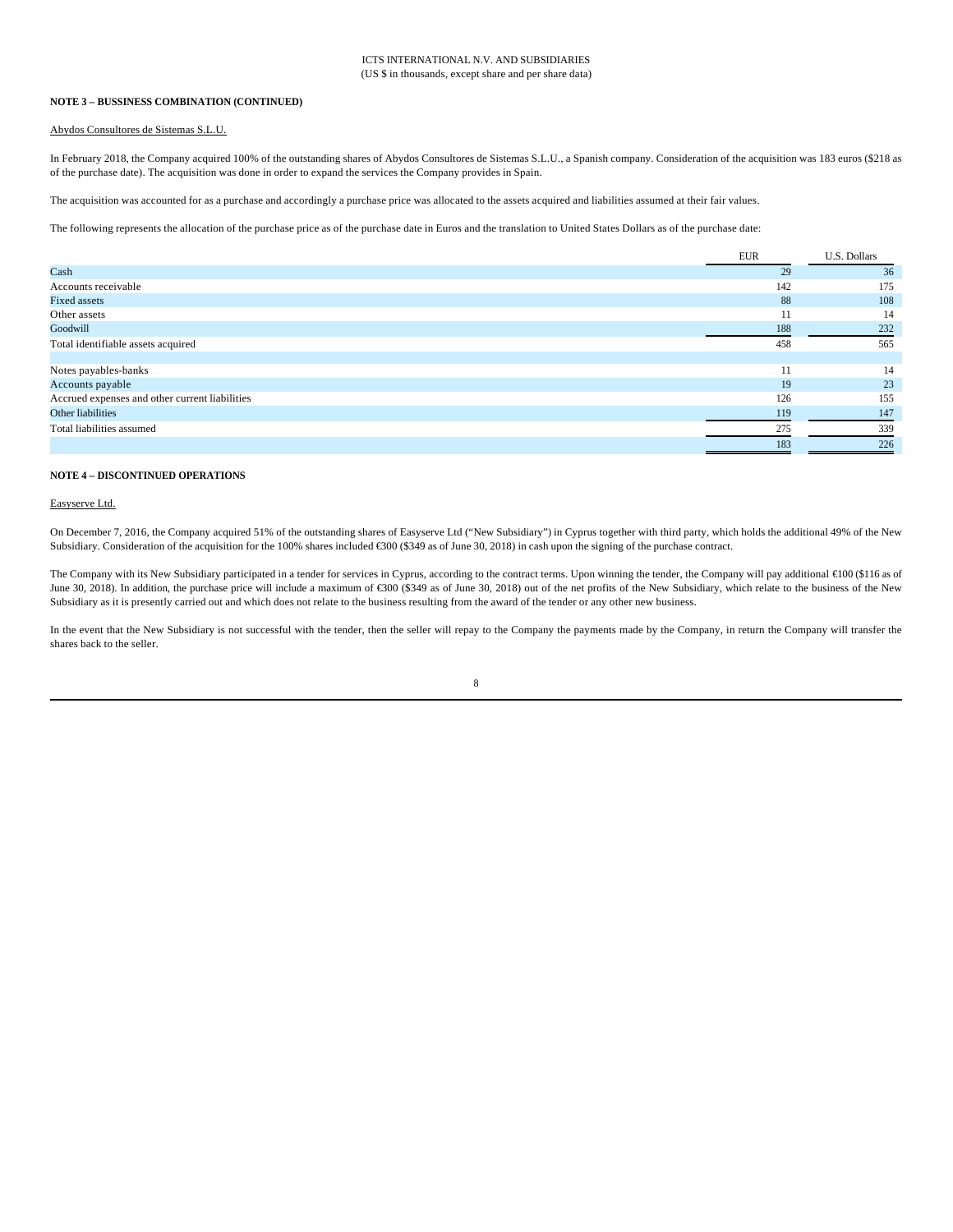**NOTE 3 – BUSSINESS COMBINATION (CONTINUED)**

Abydos Consultores de Sistemas S.L.U.

In February 2018, the Company acquired 100% of the outstanding shares of Abydos Consultores de Sistemas S.L.U., a Spanish company. Consideration of the acquisition was 183 euros ($218 as of the purchase date). The acquisition was done in order to expand the services the Company provides in Spain.

The acquisition was accounted for as a purchase and accordingly a purchase price was allocated to the assets acquired and liabilities assumed at their fair values.

The following represents the allocation of the purchase price as of the purchase date in Euros and the translation to United States Dollars as of the purchase date:

| | EUR | U.S. Dollars |
|---|---|---|
| Cash | 29 | 36 |
| Accounts receivable | 142 | 175 |
| Fixed assets | 88 | 108 |
| Other assets | 11 | 14 |
| Goodwill | 188 | 232 |
| Total identifiable assets acquired | 458 | 565 |
| | | |
| Notes payables-banks | 11 | 14 |
| Accounts payable | 19 | 23 |
| Accrued expenses and other current liabilities | 126 | 155 |
| Other liabilities | 119 | 147 |
| Total liabilities assumed | 275 | 339 |
| | 183 | 226 |

**NOTE 4 – DISCONTINUED OPERATIONS**

Easyserve Ltd.

On December 7, 2016, the Company acquired 51% of the outstanding shares of Easyserve Ltd ("New Subsidiary") in Cyprus together with third party, which holds the additional 49% of the New Subsidiary. Consideration of the acquisition for the 100% shares included €300 ($349 as of June 30, 2018) in cash upon the signing of the purchase contract.

The Company with its New Subsidiary participated in a tender for services in Cyprus, according to the contract terms. Upon winning the tender, the Company will pay additional €100 ($116 as of June 30, 2018). In addition, the purchase price will include a maximum of €300 ($349 as of June 30, 2018) out of the net profits of the New Subsidiary, which relate to the business of the New Subsidiary as it is presently carried out and which does not relate to the business resulting from the award of the tender or any other new business.

In the event that the New Subsidiary is not successful with the tender, then the seller will repay to the Company the payments made by the Company, in return the Company will transfer the shares back to the seller.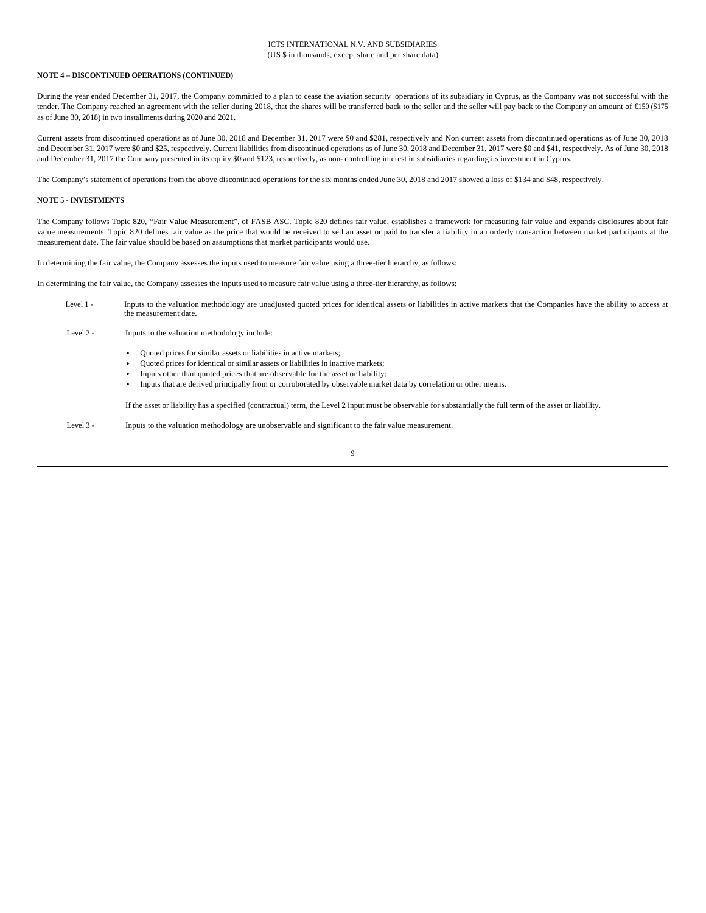**NOTE 4 – DISCONTINUED OPERATIONS (CONTINUED)**

During the year ended December 31, 2017, the Company committed to a plan to cease the aviation security operations of its subsidiary in Cyprus, as the Company was not successful with the tender. The Company reached an agreement with the seller during 2018, that the shares will be transferred back to the seller and the seller will pay back to the Company an amount of €150 ($175 as of June 30, 2018) in two installments during 2020 and 2021.

Current assets from discontinued operations as of June 30, 2018 and December 31, 2017 were $0 and $281, respectively and Non current assets from discontinued operations as of June 30, 2018 and December 31, 2017 were $0 and $25, respectively. Current liabilities from discontinued operations as of June 30, 2018 and December 31, 2017 were $0 and $41, respectively. As of June 30, 2018 and December 31, 2017 the Company presented in its equity $0 and $123, respectively, as non- controlling interest in subsidiaries regarding its investment in Cyprus.

The Company's statement of operations from the above discontinued operations for the six months ended June 30, 2018 and 2017 showed a loss of $134 and $48, respectively.

**NOTE 5 - INVESTMENTS**

The Company follows Topic 820, "Fair Value Measurement", of FASB ASC. Topic 820 defines fair value, establishes a framework for measuring fair value and expands disclosures about fair value measurements. Topic 820 defines fair value as the price that would be received to sell an asset or paid to transfer a liability in an orderly transaction between market participants at the measurement date. The fair value should be based on assumptions that market participants would use.

In determining the fair value, the Company assesses the inputs used to measure fair value using a three-tier hierarchy, as follows:

In determining the fair value, the Company assesses the inputs used to measure fair value using a three-tier hierarchy, as follows:

Level 1 - Inputs to the valuation methodology are unadjusted quoted prices for identical assets or liabilities in active markets that the Companies have the ability to access at the measurement date.

Level 2 - Inputs to the valuation methodology include:

- Quoted prices for similar assets or liabilities in active markets;
- Quoted prices for identical or similar assets or liabilities in inactive markets;
- Inputs other than quoted prices that are observable for the asset or liability;
- Inputs that are derived principally from or corroborated by observable market data by correlation or other means.

If the asset or liability has a specified (contractual) term, the Level 2 input must be observable for substantially the full term of the asset or liability.

Level 3 - Inputs to the valuation methodology are unobservable and significant to the fair value measurement.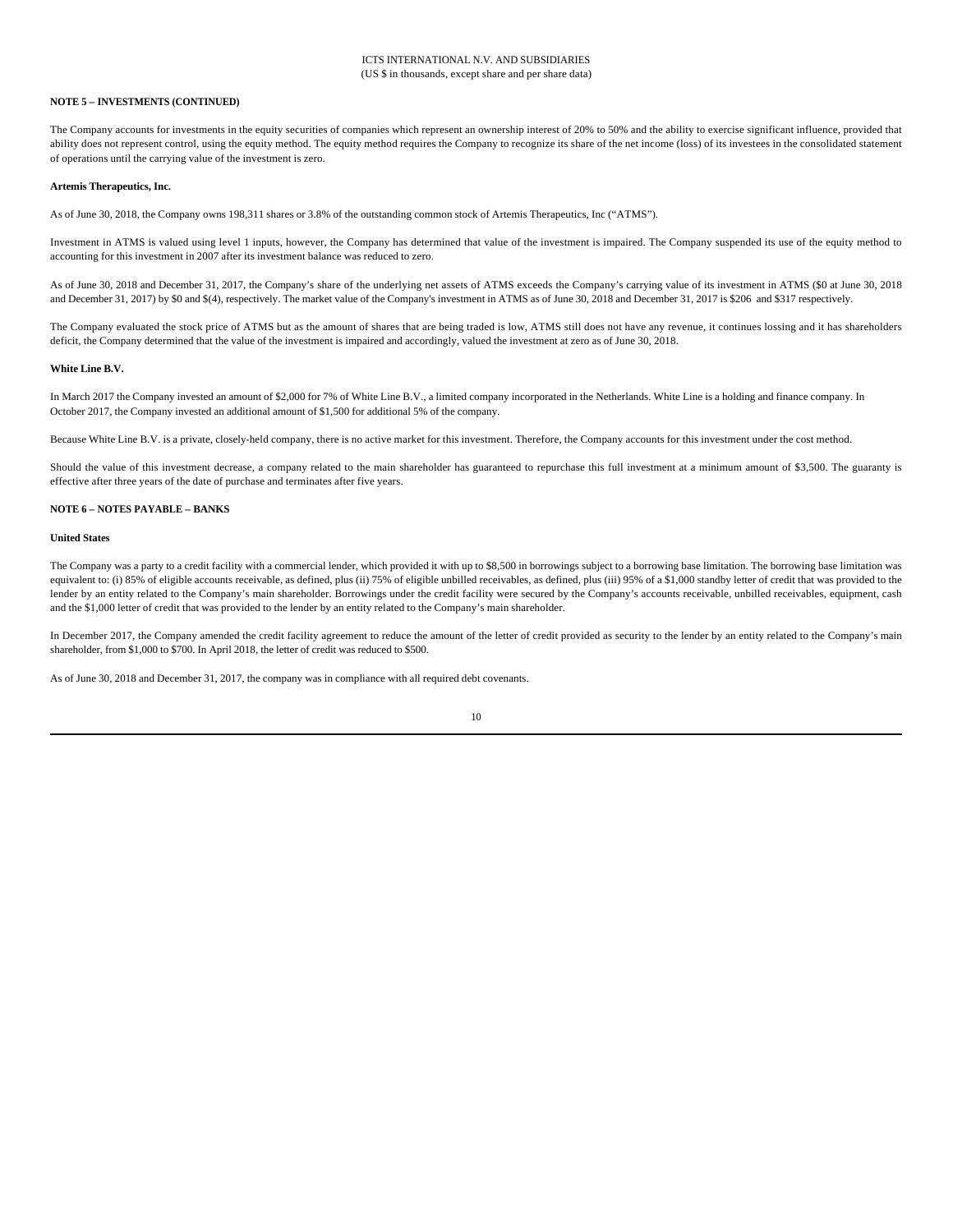**NOTE 5 – INVESTMENTS (CONTINUED)**

The Company accounts for investments in the equity securities of companies which represent an ownership interest of 20% to 50% and the ability to exercise significant influence, provided that ability does not represent control, using the equity method. The equity method requires the Company to recognize its share of the net income (loss) of its investees in the consolidated statement of operations until the carrying value of the investment is zero.

**Artemis Therapeutics, Inc.**

As of June 30, 2018, the Company owns 198,311 shares or 3.8% of the outstanding common stock of Artemis Therapeutics, Inc ("ATMS").

Investment in ATMS is valued using level 1 inputs, however, the Company has determined that value of the investment is impaired. The Company suspended its use of the equity method to accounting for this investment in 2007 after its investment balance was reduced to zero.

As of June 30, 2018 and December 31, 2017, the Company's share of the underlying net assets of ATMS exceeds the Company's carrying value of its investment in ATMS ($0 at June 30, 2018 and December 31, 2017) by $0 and $(4), respectively. The market value of the Company's investment in ATMS as of June 30, 2018 and December 31, 2017 is $206 and $317 respectively.

The Company evaluated the stock price of ATMS but as the amount of shares that are being traded is low, ATMS still does not have any revenue, it continues lossing and it has shareholders deficit, the Company determined that the value of the investment is impaired and accordingly, valued the investment at zero as of June 30, 2018.

**White Line B.V.**

In March 2017 the Company invested an amount of $2,000 for 7% of White Line B.V., a limited company incorporated in the Netherlands. White Line is a holding and finance company. In October 2017, the Company invested an additional amount of $1,500 for additional 5% of the company.

Because White Line B.V. is a private, closely-held company, there is no active market for this investment. Therefore, the Company accounts for this investment under the cost method.

Should the value of this investment decrease, a company related to the main shareholder has guaranteed to repurchase this full investment at a minimum amount of $3,500. The guaranty is effective after three years of the date of purchase and terminates after five years.

**NOTE 6 – NOTES PAYABLE – BANKS**

**United States**

The Company was a party to a credit facility with a commercial lender, which provided it with up to $8,500 in borrowings subject to a borrowing base limitation. The borrowing base limitation was equivalent to: (i) 85% of eligible accounts receivable, as defined, plus (ii) 75% of eligible unbilled receivables, as defined, plus (iii) 95% of a $1,000 standby letter of credit that was provided to the lender by an entity related to the Company's main shareholder. Borrowings under the credit facility were secured by the Company's accounts receivable, unbilled receivables, equipment, cash and the $1,000 letter of credit that was provided to the lender by an entity related to the Company's main shareholder.

In December 2017, the Company amended the credit facility agreement to reduce the amount of the letter of credit provided as security to the lender by an entity related to the Company's main shareholder, from $1,000 to $700. In April 2018, the letter of credit was reduced to $500.

As of June 30, 2018 and December 31, 2017, the company was in compliance with all required debt covenants.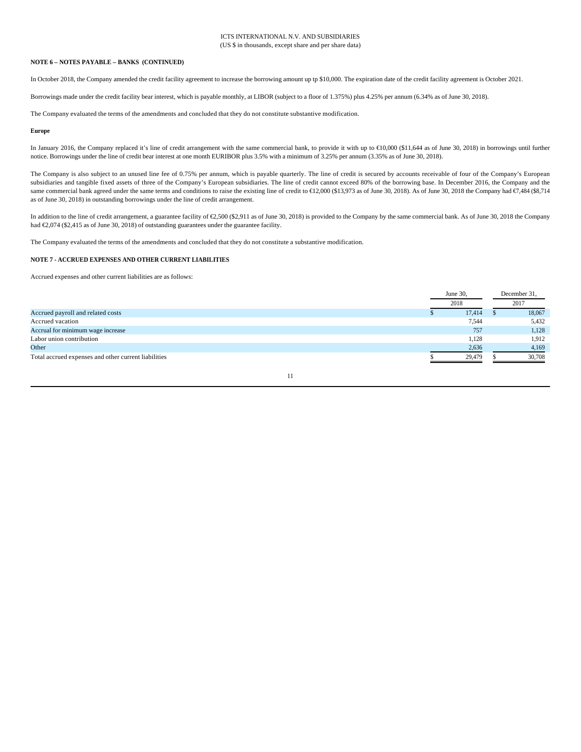**NOTE 6 – NOTES PAYABLE – BANKS (CONTINUED)**

In October 2018, the Company amended the credit facility agreement to increase the borrowing amount up tp $10,000. The expiration date of the credit facility agreement is October 2021.

Borrowings made under the credit facility bear interest, which is payable monthly, at LIBOR (subject to a floor of 1.375%) plus 4.25% per annum (6.34% as of June 30, 2018).

The Company evaluated the terms of the amendments and concluded that they do not constitute substantive modification.

**Europe**

In January 2016, the Company replaced it's line of credit arrangement with the same commercial bank, to provide it with up to €10,000 ($11,644 as of June 30, 2018) in borrowings until further notice. Borrowings under the line of credit bear interest at one month EURIBOR plus 3.5% with a minimum of 3.25% per annum (3.35% as of June 30, 2018).

The Company is also subject to an unused line fee of 0.75% per annum, which is payable quarterly. The line of credit is secured by accounts receivable of four of the Company's European subsidiaries and tangible fixed assets of three of the Company's European subsidiaries. The line of credit cannot exceed 80% of the borrowing base. In December 2016, the Company and the same commercial bank agreed under the same terms and conditions to raise the existing line of credit to €12,000 ($13,973 as of June 30, 2018). As of June 30, 2018 the Company had €7,484 ($8,714 as of June 30, 2018) in outstanding borrowings under the line of credit arrangement.

In addition to the line of credit arrangement, a guarantee facility of €2,500 ($2,911 as of June 30, 2018) is provided to the Company by the same commercial bank. As of June 30, 2018 the Company had €2,074 ($2,415 as of June 30, 2018) of outstanding guarantees under the guarantee facility.

The Company evaluated the terms of the amendments and concluded that they do not constitute a substantive modification.

**NOTE 7 - ACCRUED EXPENSES AND OTHER CURRENT LIABILITIES**

Accrued expenses and other current liabilities are as follows:

| | June 30, 2018 | December 31, 2017 |
|---|---|---|
| Accrued payroll and related costs | $ 17,414 | $ 18,067 |
| Accrued vacation | 7,544 | 5,432 |
| Accrual for minimum wage increase | 757 | 1,128 |
| Labor union contribution | 1,128 | 1,912 |
| Other | 2,636 | 4,169 |
| Total accrued expenses and other current liabilities | $ 29,479 | $ 30,708 |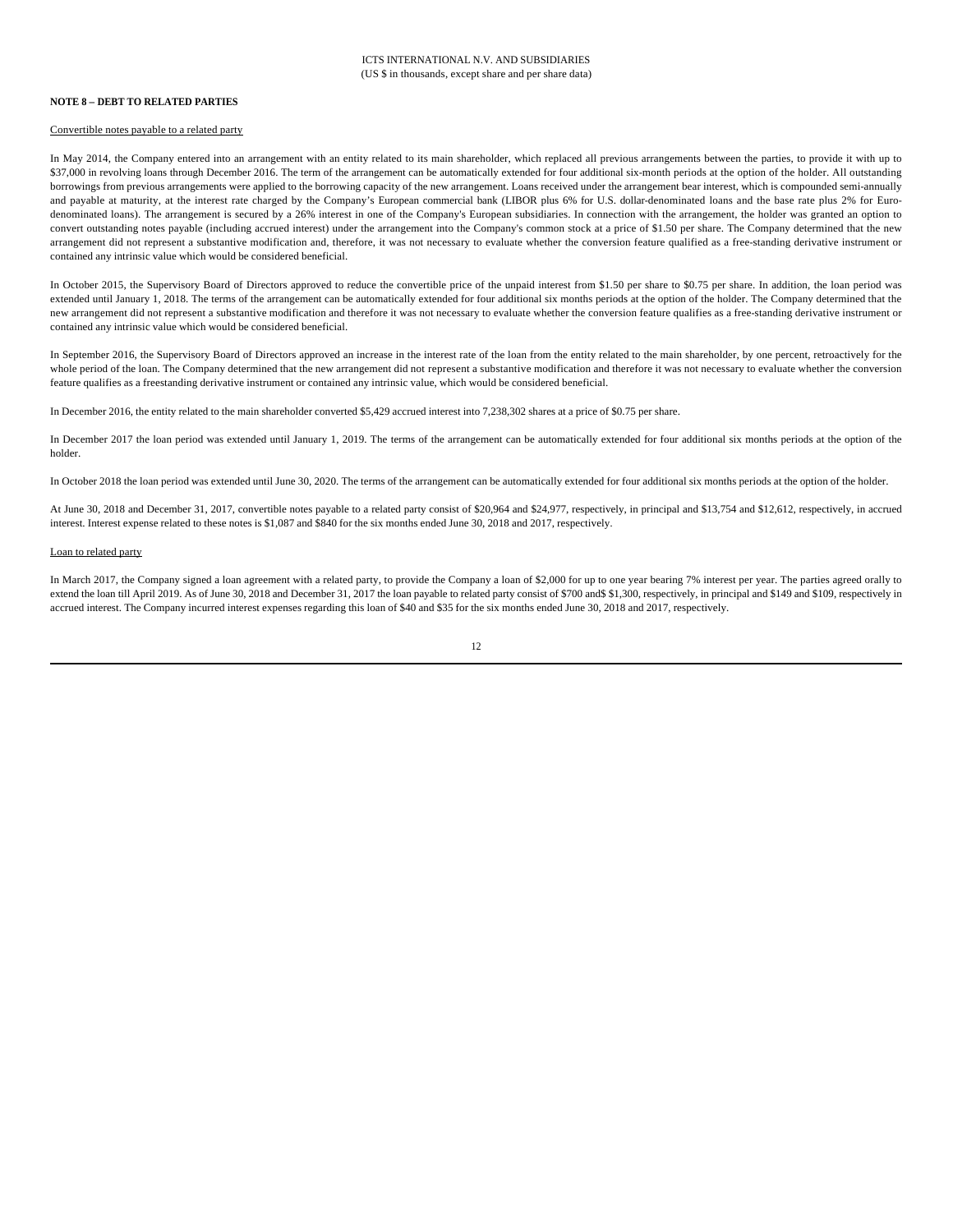**NOTE 8 – DEBT TO RELATED PARTIES**

Convertible notes payable to a related party

In May 2014, the Company entered into an arrangement with an entity related to its main shareholder, which replaced all previous arrangements between the parties, to provide it with up to $37,000 in revolving loans through December 2016. The term of the arrangement can be automatically extended for four additional six-month periods at the option of the holder. All outstanding borrowings from previous arrangements were applied to the borrowing capacity of the new arrangement. Loans received under the arrangement bear interest, which is compounded semi-annually and payable at maturity, at the interest rate charged by the Company's European commercial bank (LIBOR plus 6% for U.S. dollar-denominated loans and the base rate plus 2% for Euro-denominated loans). The arrangement is secured by a 26% interest in one of the Company's European subsidiaries. In connection with the arrangement, the holder was granted an option to convert outstanding notes payable (including accrued interest) under the arrangement into the Company's common stock at a price of $1.50 per share. The Company determined that the new arrangement did not represent a substantive modification and, therefore, it was not necessary to evaluate whether the conversion feature qualified as a free-standing derivative instrument or contained any intrinsic value which would be considered beneficial.

In October 2015, the Supervisory Board of Directors approved to reduce the convertible price of the unpaid interest from $1.50 per share to $0.75 per share. In addition, the loan period was extended until January 1, 2018. The terms of the arrangement can be automatically extended for four additional six months periods at the option of the holder. The Company determined that the new arrangement did not represent a substantive modification and therefore it was not necessary to evaluate whether the conversion feature qualifies as a free-standing derivative instrument or contained any intrinsic value which would be considered beneficial.

In September 2016, the Supervisory Board of Directors approved an increase in the interest rate of the loan from the entity related to the main shareholder, by one percent, retroactively for the whole period of the loan. The Company determined that the new arrangement did not represent a substantive modification and therefore it was not necessary to evaluate whether the conversion feature qualifies as a freestanding derivative instrument or contained any intrinsic value, which would be considered beneficial.

In December 2016, the entity related to the main shareholder converted $5,429 accrued interest into 7,238,302 shares at a price of $0.75 per share.

In December 2017 the loan period was extended until January 1, 2019. The terms of the arrangement can be automatically extended for four additional six months periods at the option of the holder.

In October 2018 the loan period was extended until June 30, 2020. The terms of the arrangement can be automatically extended for four additional six months periods at the option of the holder.

At June 30, 2018 and December 31, 2017, convertible notes payable to a related party consist of $20,964 and $24,977, respectively, in principal and $13,754 and $12,612, respectively, in accrued interest. Interest expense related to these notes is $1,087 and $840 for the six months ended June 30, 2018 and 2017, respectively.

Loan to related party

In March 2017, the Company signed a loan agreement with a related party, to provide the Company a loan of $2,000 for up to one year bearing 7% interest per year. The parties agreed orally to extend the loan till April 2019. As of June 30, 2018 and December 31, 2017 the loan payable to related party consist of $700 and$ $1,300, respectively, in principal and $149 and $109, respectively in accrued interest. The Company incurred interest expenses regarding this loan of $40 and $35 for the six months ended June 30, 2018 and 2017, respectively.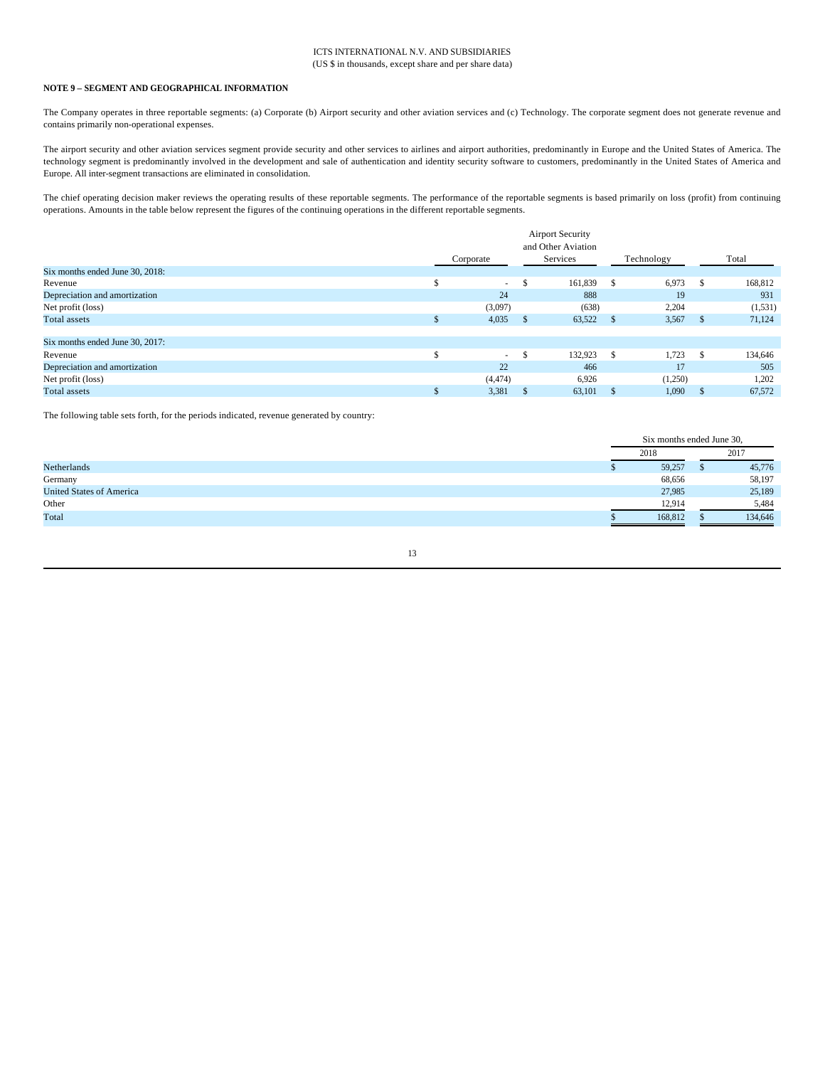ICTS INTERNATIONAL N.V. AND SUBSIDIARIES
(US $ in thousands, except share and per share data)

**NOTE 9 – SEGMENT AND GEOGRAPHICAL INFORMATION**

The Company operates in three reportable segments: (a) Corporate (b) Airport security and other aviation services and (c) Technology. The corporate segment does not generate revenue and contains primarily non-operational expenses.

The airport security and other aviation services segment provide security and other services to airlines and airport authorities, predominantly in Europe and the United States of America. The technology segment is predominantly involved in the development and sale of authentication and identity security software to customers, predominantly in the United States of America and Europe. All inter-segment transactions are eliminated in consolidation.

The chief operating decision maker reviews the operating results of these reportable segments. The performance of the reportable segments is based primarily on loss (profit) from continuing operations. Amounts in the table below represent the figures of the continuing operations in the different reportable segments.

| | Corporate | Airport Security and Other Aviation Services | Technology | Total |
|---|---|---|---|---|
| Six months ended June 30, 2018: | | | | |
| Revenue | $ - | $ 161,839 | $ 6,973 | $ 168,812 |
| Depreciation and amortization | 24 | 888 | 19 | 931 |
| Net profit (loss) | (3,097) | (638) | 2,204 | (1,531) |
| Total assets | $ 4,035 | $ 63,522 | $ 3,567 | $ 71,124 |
| | | | | |
| Six months ended June 30, 2017: | | | | |
| Revenue | $ - | $ 132,923 | $ 1,723 | $ 134,646 |
| Depreciation and amortization | 22 | 466 | 17 | 505 |
| Net profit (loss) | (4,474) | 6,926 | (1,250) | 1,202 |
| Total assets | $ 3,381 | $ 63,101 | $ 1,090 | $ 67,572 |

The following table sets forth, for the periods indicated, revenue generated by country:

| | Six months ended June 30, | |
|---|---|---|
| | 2018 | 2017 |
| Netherlands | $ 59,257 | $ 45,776 |
| Germany | 68,656 | 58,197 |
| United States of America | 27,985 | 25,189 |
| Other | 12,914 | 5,484 |
| Total | $ 168,812 | $ 134,646 |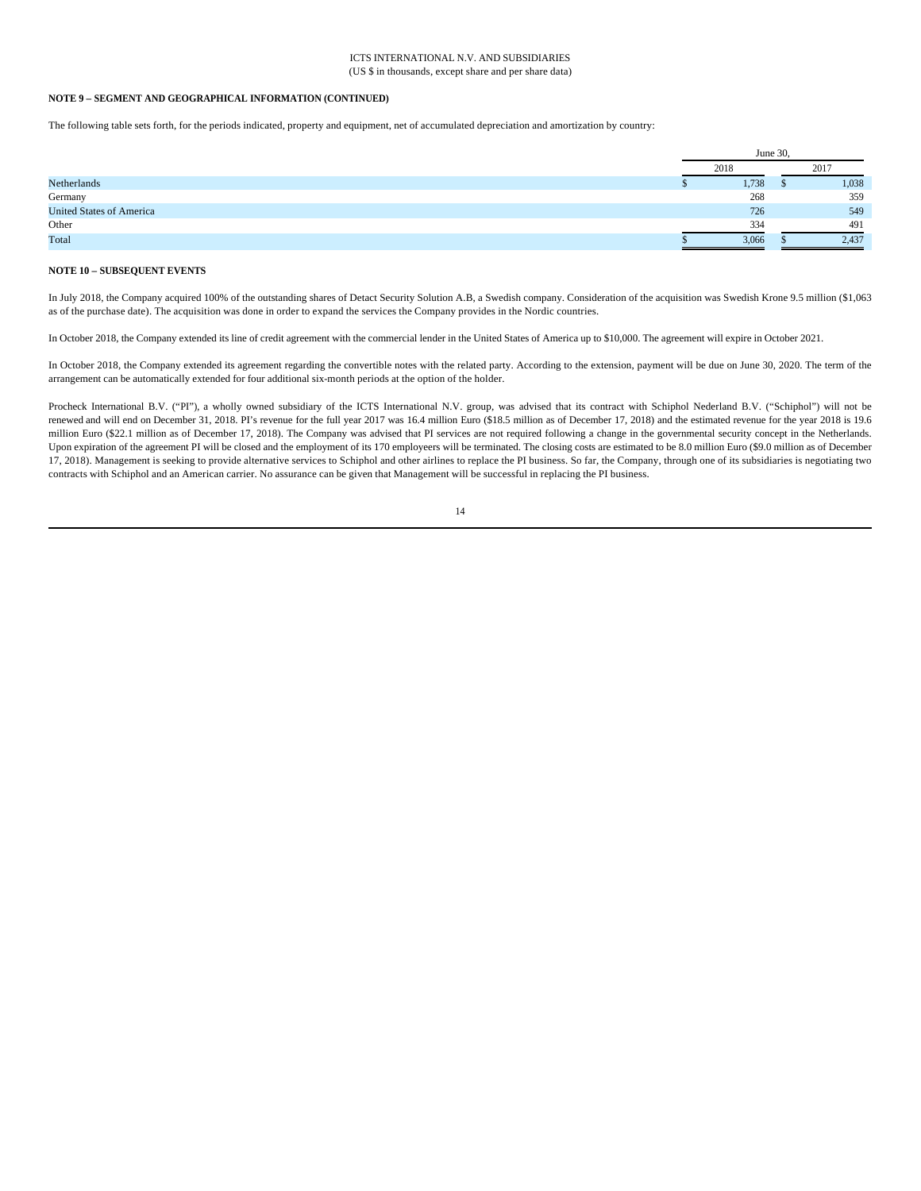ICTS INTERNATIONAL N.V. AND SUBSIDIARIES
(US $ in thousands, except share and per share data)

**NOTE 9 – SEGMENT AND GEOGRAPHICAL INFORMATION (CONTINUED)**

The following table sets forth, for the periods indicated, property and equipment, net of accumulated depreciation and amortization by country:

| | June 30, | |
|---|---|---|
| | 2018 | 2017 |
| Netherlands | $ 1,738 | $ 1,038 |
| Germany | 268 | 359 |
| United States of America | 726 | 549 |
| Other | 334 | 491 |
| Total | $ 3,066 | $ 2,437 |

**NOTE 10 – SUBSEQUENT EVENTS**

In July 2018, the Company acquired 100% of the outstanding shares of Detact Security Solution A.B, a Swedish company. Consideration of the acquisition was Swedish Krone 9.5 million ($1,063 as of the purchase date). The acquisition was done in order to expand the services the Company provides in the Nordic countries.

In October 2018, the Company extended its line of credit agreement with the commercial lender in the United States of America up to $10,000. The agreement will expire in October 2021.

In October 2018, the Company extended its agreement regarding the convertible notes with the related party. According to the extension, payment will be due on June 30, 2020. The term of the arrangement can be automatically extended for four additional six-month periods at the option of the holder.

Procheck International B.V. ("PI"), a wholly owned subsidiary of the ICTS International N.V. group, was advised that its contract with Schiphol Nederland B.V. ("Schiphol") will not be renewed and will end on December 31, 2018. PI's revenue for the full year 2017 was 16.4 million Euro ($18.5 million as of December 17, 2018) and the estimated revenue for the year 2018 is 19.6 million Euro ($22.1 million as of December 17, 2018). The Company was advised that PI services are not required following a change in the governmental security concept in the Netherlands. Upon expiration of the agreement PI will be closed and the employment of its 170 employeers will be terminated. The closing costs are estimated to be 8.0 million Euro ($9.0 million as of December 17, 2018). Management is seeking to provide alternative services to Schiphol and other airlines to replace the PI business. So far, the Company, through one of its subsidiaries is negotiating two contracts with Schiphol and an American carrier. No assurance can be given that Management will be successful in replacing the PI business.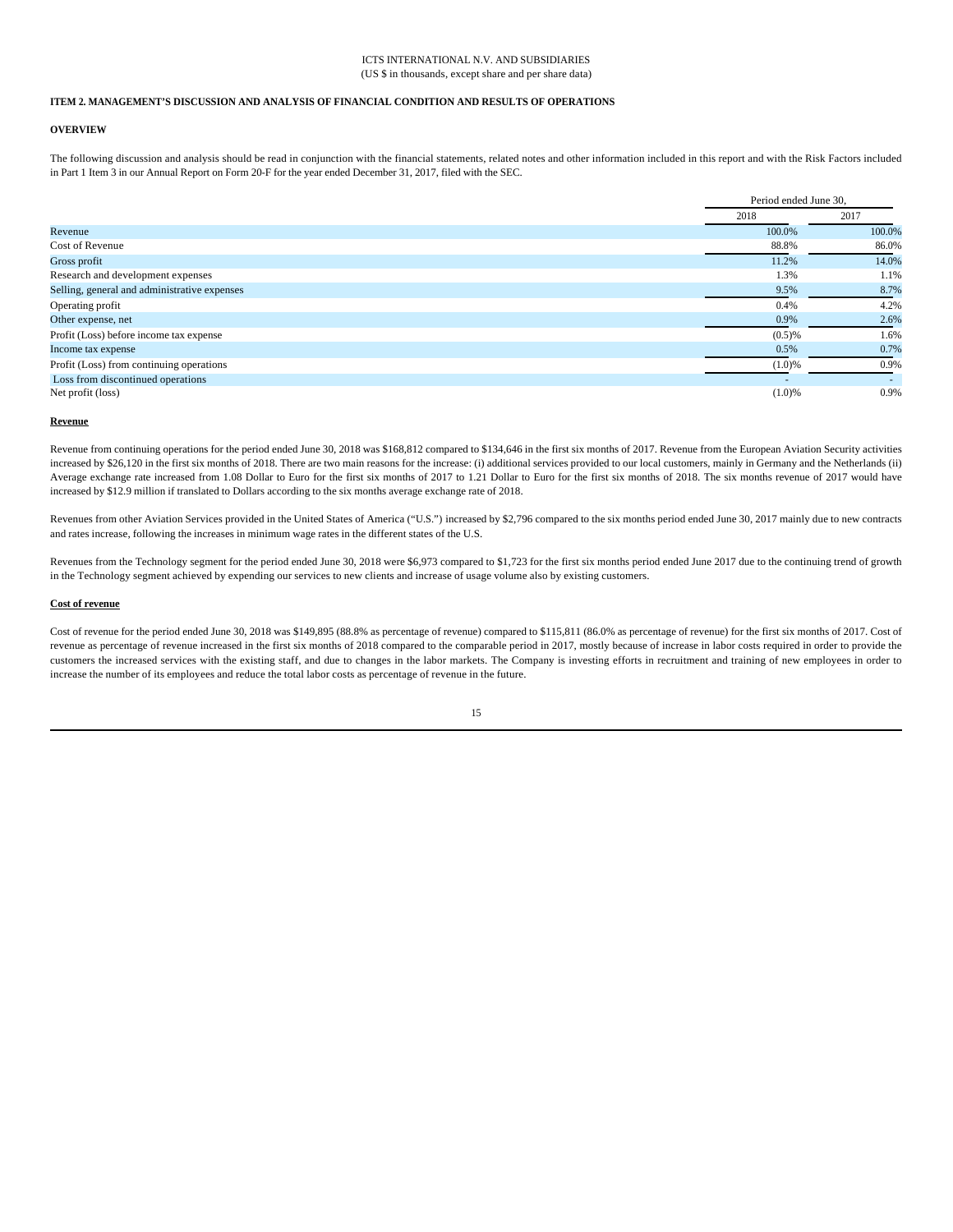ICTS INTERNATIONAL N.V. AND SUBSIDIARIES
(US $ in thousands, except share and per share data)

**ITEM 2. MANAGEMENT'S DISCUSSION AND ANALYSIS OF FINANCIAL CONDITION AND RESULTS OF OPERATIONS**

**OVERVIEW**

The following discussion and analysis should be read in conjunction with the financial statements, related notes and other information included in this report and with the Risk Factors included in Part 1 Item 3 in our Annual Report on Form 20-F for the year ended December 31, 2017, filed with the SEC.

| | Period ended June 30, | |
|---|---|---|
| | 2018 | 2017 |
| Revenue | 100.0% | 100.0% |
| Cost of Revenue | 88.8% | 86.0% |
| Gross profit | 11.2% | 14.0% |
| Research and development expenses | 1.3% | 1.1% |
| Selling, general and administrative expenses | 9.5% | 8.7% |
| Operating profit | 0.4% | 4.2% |
| Other expense, net | 0.9% | 2.6% |
| Profit (Loss) before income tax expense | (0.5)% | 1.6% |
| Income tax expense | 0.5% | 0.7% |
| Profit (Loss) from continuing operations | (1.0)% | 0.9% |
| Loss from discontinued operations | - | - |
| Net profit (loss) | (1.0)% | 0.9% |

**Revenue**

Revenue from continuing operations for the period ended June 30, 2018 was $168,812 compared to $134,646 in the first six months of 2017. Revenue from the European Aviation Security activities increased by $26,120 in the first six months of 2018. There are two main reasons for the increase: (i) additional services provided to our local customers, mainly in Germany and the Netherlands (ii) Average exchange rate increased from 1.08 Dollar to Euro for the first six months of 2017 to 1.21 Dollar to Euro for the first six months of 2018. The six months revenue of 2017 would have increased by $12.9 million if translated to Dollars according to the six months average exchange rate of 2018.

Revenues from other Aviation Services provided in the United States of America ("U.S.") increased by $2,796 compared to the six months period ended June 30, 2017 mainly due to new contracts and rates increase, following the increases in minimum wage rates in the different states of the U.S.

Revenues from the Technology segment for the period ended June 30, 2018 were $6,973 compared to $1,723 for the first six months period ended June 2017 due to the continuing trend of growth in the Technology segment achieved by expending our services to new clients and increase of usage volume also by existing customers.

**Cost of revenue**

Cost of revenue for the period ended June 30, 2018 was $149,895 (88.8% as percentage of revenue) compared to $115,811 (86.0% as percentage of revenue) for the first six months of 2017. Cost of revenue as percentage of revenue increased in the first six months of 2018 compared to the comparable period in 2017, mostly because of increase in labor costs required in order to provide the customers the increased services with the existing staff, and due to changes in the labor markets. The Company is investing efforts in recruitment and training of new employees in order to increase the number of its employees and reduce the total labor costs as percentage of revenue in the future.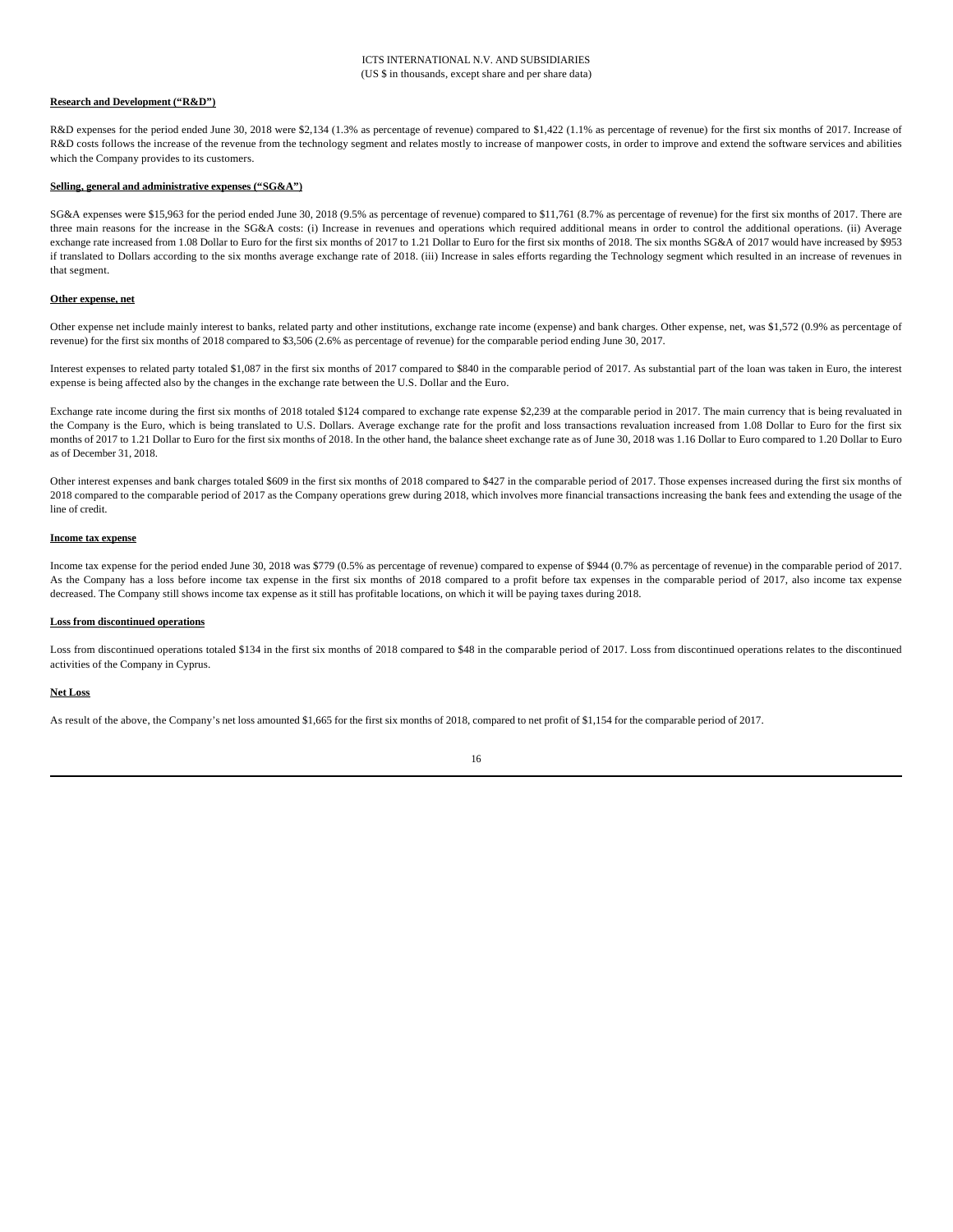**Research and Development (“R&D”)**

R&D expenses for the period ended June 30, 2018 were $2,134 (1.3% as percentage of revenue) compared to $1,422 (1.1% as percentage of revenue) for the first six months of 2017. Increase of R&D costs follows the increase of the revenue from the technology segment and relates mostly to increase of manpower costs, in order to improve and extend the software services and abilities which the Company provides to its customers.

**Selling, general and administrative expenses (“SG&A”)**

SG&A expenses were $15,963 for the period ended June 30, 2018 (9.5% as percentage of revenue) compared to $11,761 (8.7% as percentage of revenue) for the first six months of 2017. There are three main reasons for the increase in the SG&A costs: (i) Increase in revenues and operations which required additional means in order to control the additional operations. (ii) Average exchange rate increased from 1.08 Dollar to Euro for the first six months of 2017 to 1.21 Dollar to Euro for the first six months of 2018. The six months SG&A of 2017 would have increased by $953 if translated to Dollars according to the six months average exchange rate of 2018. (iii) Increase in sales efforts regarding the Technology segment which resulted in an increase of revenues in that segment.

**Other expense, net**

Other expense net include mainly interest to banks, related party and other institutions, exchange rate income (expense) and bank charges. Other expense, net, was $1,572 (0.9% as percentage of revenue) for the first six months of 2018 compared to $3,506 (2.6% as percentage of revenue) for the comparable period ending June 30, 2017.

Interest expenses to related party totaled $1,087 in the first six months of 2017 compared to $840 in the comparable period of 2017. As substantial part of the loan was taken in Euro, the interest expense is being affected also by the changes in the exchange rate between the U.S. Dollar and the Euro.

Exchange rate income during the first six months of 2018 totaled $124 compared to exchange rate expense $2,239 at the comparable period in 2017. The main currency that is being revaluated in the Company is the Euro, which is being translated to U.S. Dollars. Average exchange rate for the profit and loss transactions revaluation increased from 1.08 Dollar to Euro for the first six months of 2017 to 1.21 Dollar to Euro for the first six months of 2018. In the other hand, the balance sheet exchange rate as of June 30, 2018 was 1.16 Dollar to Euro compared to 1.20 Dollar to Euro as of December 31, 2018.

Other interest expenses and bank charges totaled $609 in the first six months of 2018 compared to $427 in the comparable period of 2017. Those expenses increased during the first six months of 2018 compared to the comparable period of 2017 as the Company operations grew during 2018, which involves more financial transactions increasing the bank fees and extending the usage of the line of credit.

**Income tax expense**

Income tax expense for the period ended June 30, 2018 was $779 (0.5% as percentage of revenue) compared to expense of $944 (0.7% as percentage of revenue) in the comparable period of 2017. As the Company has a loss before income tax expense in the first six months of 2018 compared to a profit before tax expenses in the comparable period of 2017, also income tax expense decreased. The Company still shows income tax expense as it still has profitable locations, on which it will be paying taxes during 2018.

**Loss from discontinued operations**

Loss from discontinued operations totaled $134 in the first six months of 2018 compared to $48 in the comparable period of 2017. Loss from discontinued operations relates to the discontinued activities of the Company in Cyprus.

**Net Loss**

As result of the above, the Company’s net loss amounted $1,665 for the first six months of 2018, compared to net profit of $1,154 for the comparable period of 2017.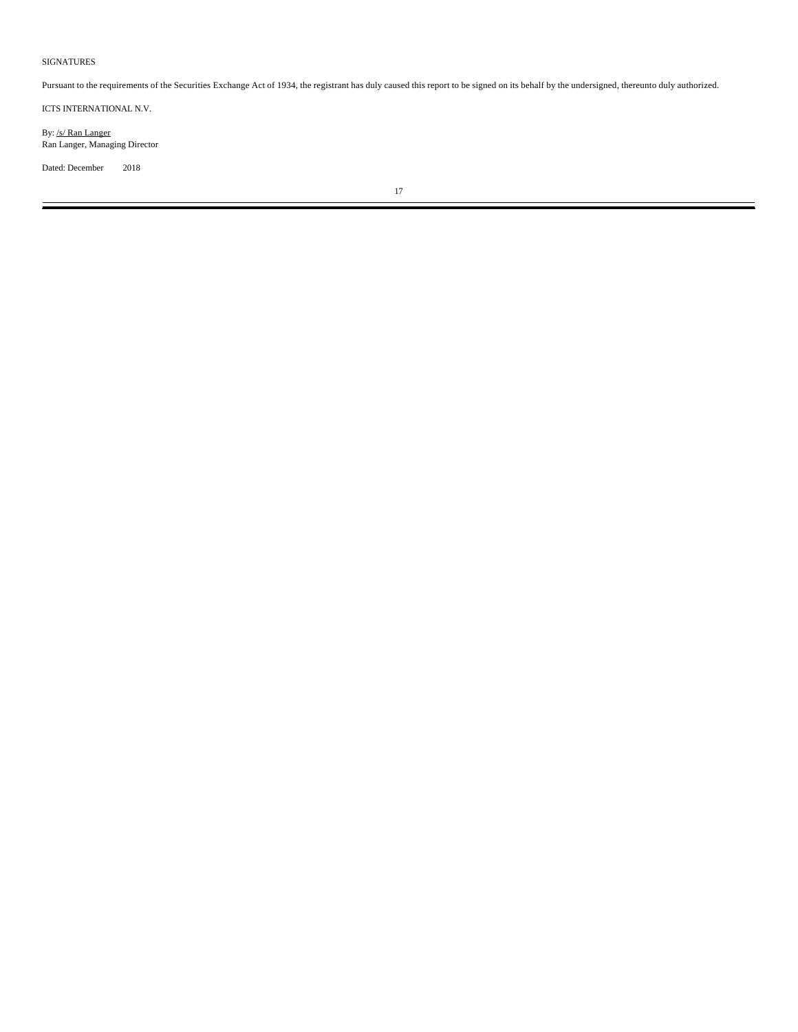SIGNATURES

Pursuant to the requirements of the Securities Exchange Act of 1934, the registrant has duly caused this report to be signed on its behalf by the undersigned, thereunto duly authorized.

ICTS INTERNATIONAL N.V.

By: /s/ Ran Langer
Ran Langer, Managing Director

Dated: December 2018